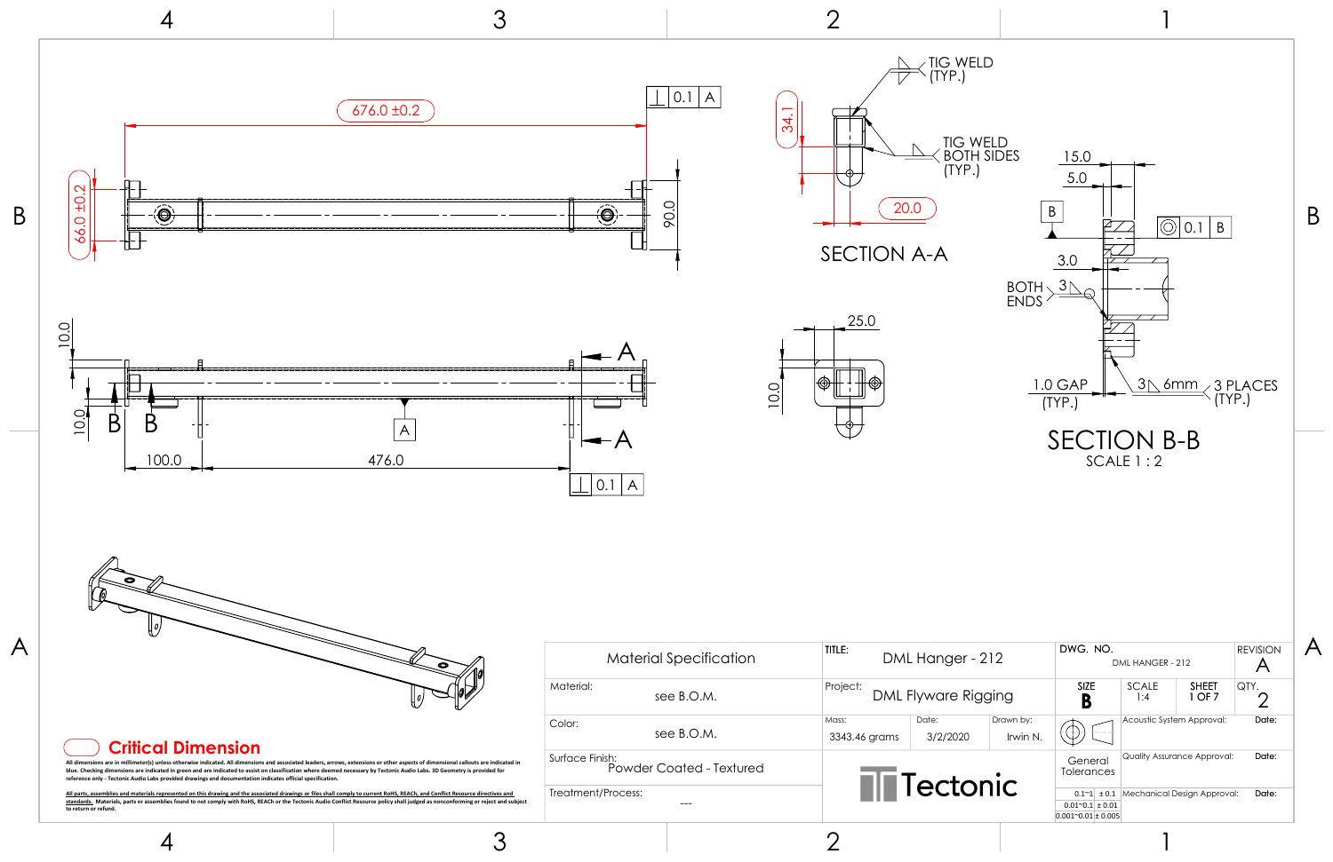676.0 ±0.2

⊥ 0.1 A

66.0 ±0.2

90.0

10.0

10.0

B B

100.0

476.0

A

A A

⊥ 0.1 A

TIG WELD (TYP.)

34.1

TIG WELD BOTH SIDES (TYP.)

20.0

SECTION A-A

25.0

10.0

15.0

5.0

B

◎ 0.1 B

3.0

BOTH ENDS 3

1.0 GAP (TYP.)

3 6mm 3 PLACES (TYP.)

SECTION B-B
SCALE 1 : 2

Critical Dimension

All dimensions are in millimeter(s) unless otherwise indicated. All dimensions and associated leaders, arrows, extensions or other aspects of dimensional callouts are indicated in blue. Checking dimensions are indicated in green and are indicated to assist on classification where deemed necessary by Tectonic Audio Labs. 3D Geometry is provided for reference only - Tectonic Audio Labs provided drawings and documentation indicates official specification.

All parts, assemblies and materials represented on this drawing and the associated drawings or files shall comply to current RoHS, REACh, and Conflict Resource directives and standards. Materials, parts or assemblies found to not comply with RoHS, REACh or the Tectonic Audio Conflict Resource policy shall judged as nonconforming or reject and subject to return or refund.

| Material Specification | | | | |
|---|---|---|---|---|
| Material: | see B.O.M. | | | |
| Color: | see B.O.M. | | | |
| Surface Finish: | Powder Coated - Textured | | | |
| Treatment/Process: | --- | | | |

| TITLE: | DML Hanger - 212 | | DWG. NO. | DML HANGER - 212 | REVISION | A |
|---|---|---|---|---|---|---|
| Project: | DML Flyware Rigging | | SIZE B | SCALE 1:4 | SHEET 1 OF 7 | QTY. 2 |
| Mass: 3343.46 grams | Date: 3/2/2020 | Drawn by: Irwin N. | | Acoustic System Approval: | | Date: |
| Tectonic | | | General Tolerances | Quality Assurance Approval: | | Date: |
| | | | 0.1~1 ± 0.1; 0.01~0.1 ± 0.01; 0.001~0.01 ± 0.005 | Mechanical Design Approval: | | Date: |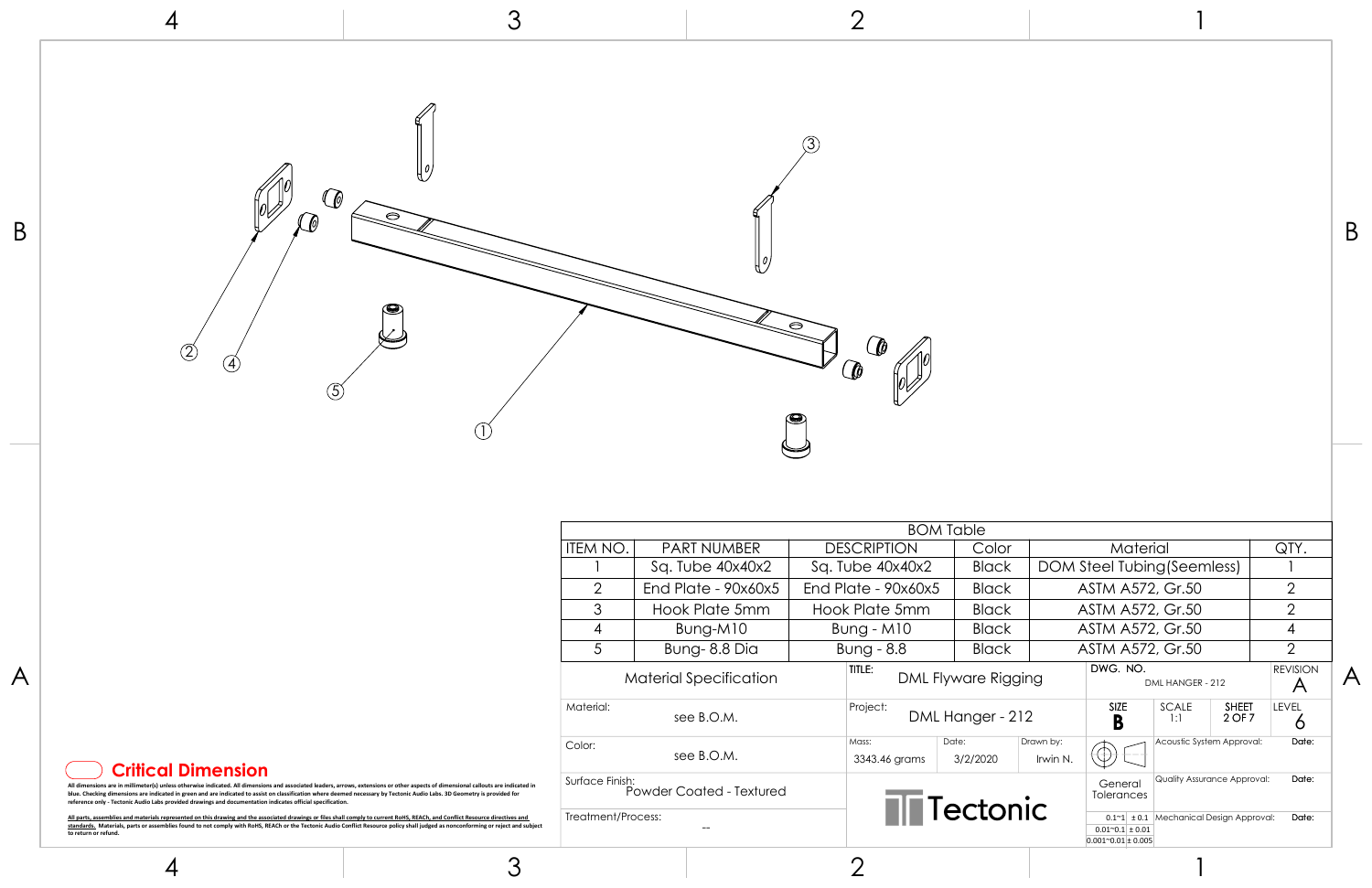## BOM Table

| ITEM NO. | PART NUMBER | DESCRIPTION | Color | Material | QTY. |
| --- | --- | --- | --- | --- | --- |
| 1 | Sq. Tube 40x40x2 | Sq. Tube 40x40x2 | Black | DOM Steel Tubing(Seemless) | 1 |
| 2 | End Plate - 90x60x5 | End Plate - 90x60x5 | Black | ASTM A572, Gr.50 | 2 |
| 3 | Hook Plate 5mm | Hook Plate 5mm | Black | ASTM A572, Gr.50 | 2 |
| 4 | Bung-M10 | Bung - M10 | Black | ASTM A572, Gr.50 | 4 |
| 5 | Bung- 8.8 Dia | Bung - 8.8 | Black | ASTM A572, Gr.50 | 2 |

| Material Specification | | | |
| --- | --- | --- | --- |
| Material: see B.O.M. | TITLE: DML Flyware Rigging | DWG. NO. DML HANGER - 212 | REVISION A |
| Color: see B.O.M. | Project: DML Hanger - 212 | SIZE B, SCALE 1:1, SHEET 2 OF 7 | LEVEL 6 |
| Surface Finish: Powder Coated - Textured | Mass: 3343.46 grams, Date: 3/2/2020, Drawn by: Irwin N. | Acoustic System Approval: | Date: |
| Treatment/Process: -- | Tectonic | Quality Assurance Approval: | Date: |
| | | Mechanical Design Approval: | Date: |

General Tolerances

| Range | Tolerance |
| --- | --- |
| 0.1~1 | ± 0.1 |
| 0.01~0.1 | ± 0.01 |
| 0.001~0.01 | ± 0.005 |

**Critical Dimension**

All dimensions are in millimeter(s) unless otherwise indicated. All dimensions and associated leaders, arrows, extensions or other aspects of dimensional callouts are indicated in blue. Checking dimensions are indicated in green and are indicated to assist on classification where deemed necessary by Tectonic Audio Labs. 3D Geometry is provided for reference only - Tectonic Audio Labs provided drawings and documentation indicates official specification.

All parts, assemblies and materials represented on this drawing and the associated drawings or files shall comply to current RoHS, REACh, and Conflict Resource directives and standards. Materials, parts or assemblies found to not comply with RoHS, REACh or the Tectonic Audio Conflict Resource policy shall judged as nonconforming or reject and subject to return or refund.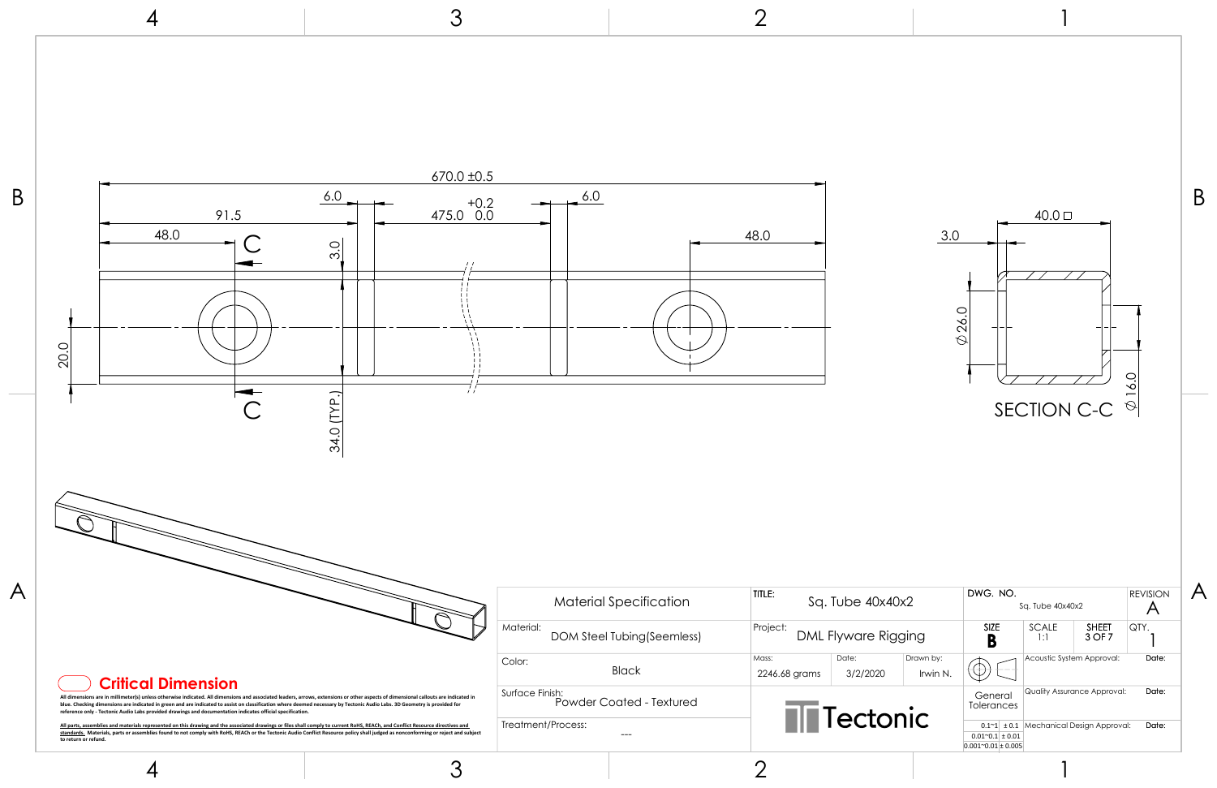670.0 ±0.5

91.5

48.0

6.0

475.0 $^{+0.2}_{0.0}$

6.0

48.0

3.0

20.0

34.0 (TYP.)

C

C

3.0

40.0 □

⌀26.0

⌀16.0

SECTION C-C

**Critical Dimension**

All dimensions are in millimeter(s) unless otherwise indicated. All dimensions and associated leaders, arrows, extensions or other aspects of dimensional callouts are indicated in blue. Checking dimensions are indicated in green and are indicated to assist on classification where deemed necessary by Tectonic Audio Labs. 3D Geometry is provided for reference only - Tectonic Audio Labs provided drawings and documentation indicates official specification.

All parts, assemblies and materials represented on this drawing and the associated drawings or files shall comply to current RoHS, REACh, and Conflict Resource directives and standards. Materials, parts or assemblies found to not comply with RoHS, REACh or the Tectonic Audio Conflict Resource policy shall judged as nonconforming or reject and subject to return or refund.

| Material Specification | |
|---|---|
| Material: | DOM Steel Tubing(Seemless) |
| Color: | Black |
| Surface Finish: | Powder Coated - Textured |
| Treatment/Process: | --- |

| TITLE: | Sq. Tube 40x40x2 | | DWG. NO. | Sq. Tube 40x40x2 | | REVISION | A |
|---|---|---|---|---|---|---|---|
| Project: | DML Flyware Rigging | | SIZE B | SCALE 1:1 | SHEET 3 OF 7 | QTY. | 1 |
| Mass: 2246.68 grams | Date: 3/2/2020 | Drawn by: Irwin N. | | Acoustic System Approval: | | Date: | |
| Tectonic | | | General Tolerances | Quality Assurance Approval: | | Date: | |
| | | | 0.1~1 ± 0.1; 0.01~0.1 ± 0.01; 0.001~0.01 ± 0.005 | Mechanical Design Approval: | | Date: | |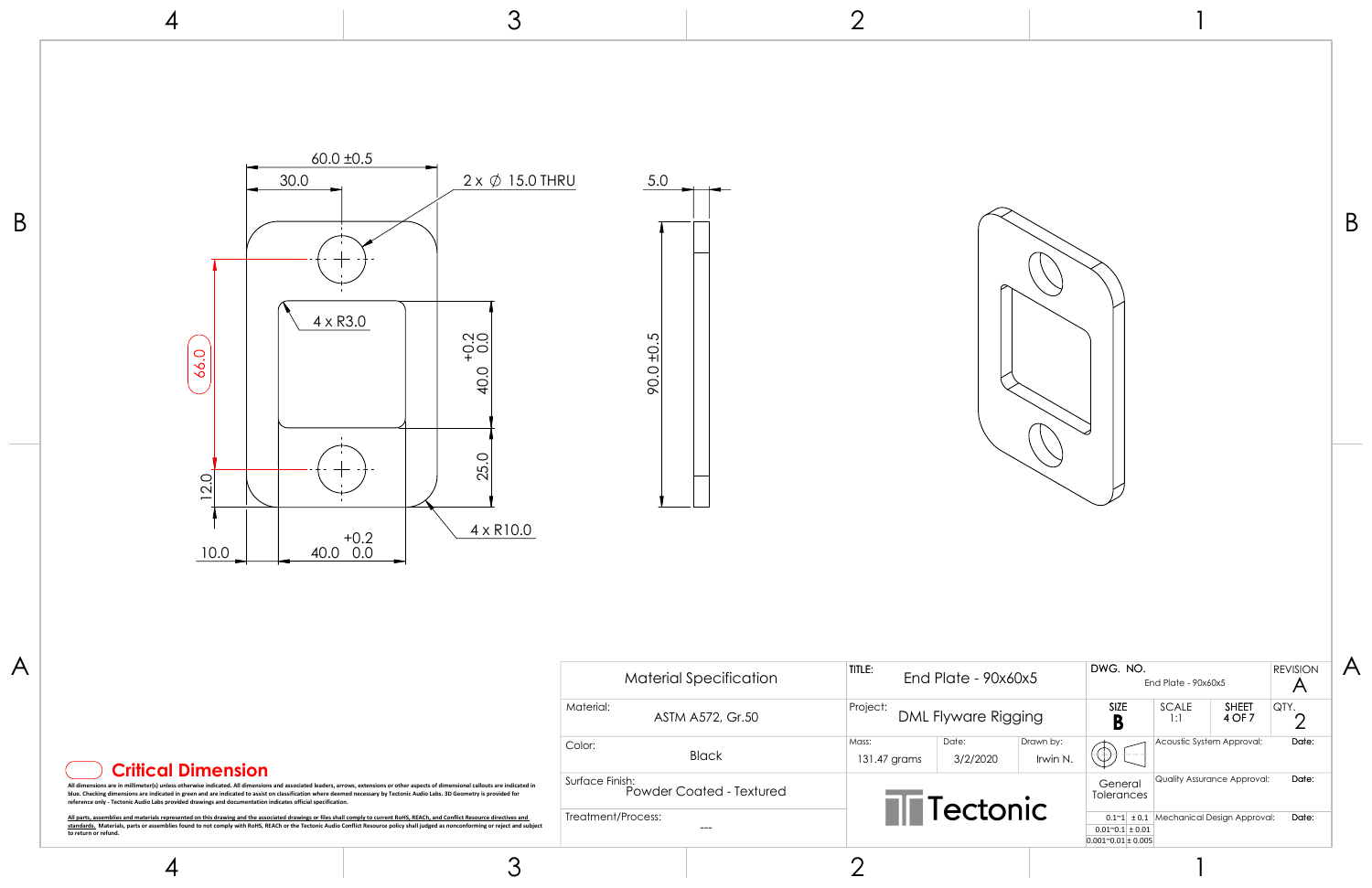60.0 ±0.5

30.0

2 x ∅ 15.0 THRU

5.0

4 x R3.0

66.0

+0.2
40.0 0.0

90.0 ±0.5

25.0

12.0

4 x R10.0

10.0

+0.2
40.0 0.0

**Critical Dimension**

All dimensions are in millimeter(s) unless otherwise indicated. All dimensions and associated leaders, arrows, extensions or other aspects of dimensional callouts are indicated in blue. Checking dimensions are indicated in green and are indicated to assist on classification where deemed necessary by Tectonic Audio Labs. 3D Geometry is provided for reference only - Tectonic Audio Labs provided drawings and documentation indicates official specification.

All parts, assemblies and materials represented on this drawing and the associated drawings or files shall comply to current RoHS, REACh, and Conflict Resource directives and standards. Materials, parts or assemblies found to not comply with RoHS, REACH or the Tectonic Audio Conflict Resource policy shall judged as nonconforming or reject and subject to return or refund.

| Material Specification | |
|---|---|
| Material: | ASTM A572, Gr.50 |
| Color: | Black |
| Surface Finish: | Powder Coated - Textured |
| Treatment/Process: | --- |

| | | |
|---|---|---|
| TITLE: | End Plate - 90x60x5 | |
| Project: | DML Flyware Rigging | |
| Mass: 131.47 grams | Date: 3/2/2020 | Drawn by: Irwin N. |

Tectonic

| DWG. NO. | End Plate - 90x60x5 | | REVISION A |
|---|---|---|---|
| SIZE B | SCALE 1:1 | SHEET 4 OF 7 | QTY. 2 |
| | Acoustic System Approval: | | Date: |
| General Tolerances | Quality Assurance Approval: | | Date: |
| 0.1~1 ± 0.1; 0.01~0.1 ± 0.01; 0.001~0.01 ± 0.005 | Mechanical Design Approval: | | Date: |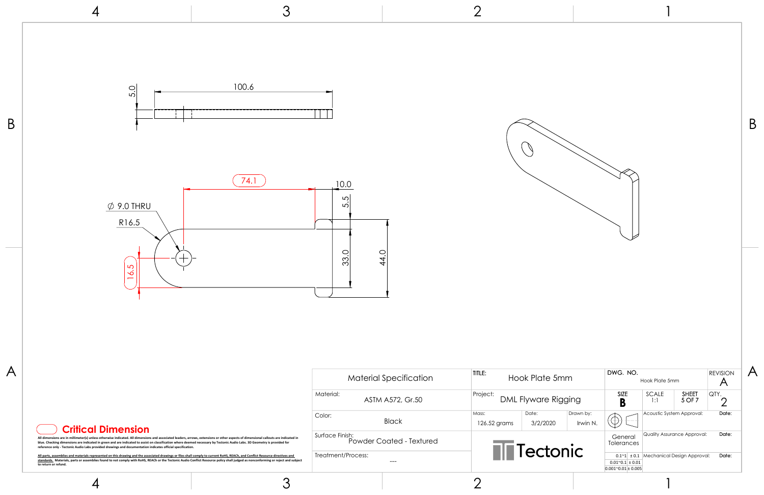5.0

100.6

74.1

10.0

5.5

∅ 9.0 THRU

R16.5

16.5

33.0

44.0

**Critical Dimension**

All dimensions are in millimeter(s) unless otherwise indicated. All dimensions and associated leaders, arrows, extensions or other aspects of dimensional callouts are indicated in blue. Checking dimensions are indicated in green and are indicated to assist on classification where deemed necessary by Tectonic Audio Labs. 3D Geometry is provided for reference only - Tectonic Audio Labs provided drawings and documentation indicates official specification.

All parts, assemblies and materials represented on this drawing and the associated drawings or files shall comply to current RoHS, REACh, and Conflict Resource directives and standards. Materials, parts or assemblies found to not comply with RoHS, REACh or the Tectonic Audio Conflict Resource policy shall judged as nonconforming or reject and subject to return or refund.

| Material Specification | |
|---|---|
| Material: | ASTM A572, Gr.50 |
| Color: | Black |
| Surface Finish: | Powder Coated - Textured |
| Treatment/Process: | --- |

| | | |
|---|---|---|
| TITLE: Hook Plate 5mm | | |
| Project: DML Flyware Rigging | | |
| Mass: 126.52 grams | Date: 3/2/2020 | Drawn by: Irwin N. |

Tectonic

| DWG. NO. | Hook Plate 5mm | | REVISION A |
|---|---|---|---|
| SIZE B | SCALE 1:1 | SHEET 5 OF 7 | QTY. 2 |
| | Acoustic System Approval: | | Date: |
| General Tolerances | Quality Assurance Approval: | | Date: |
| 0.1~1 ± 0.1; 0.01~0.1 ± 0.01; 0.001~0.01 ± 0.005 | Mechanical Design Approval: | | Date: |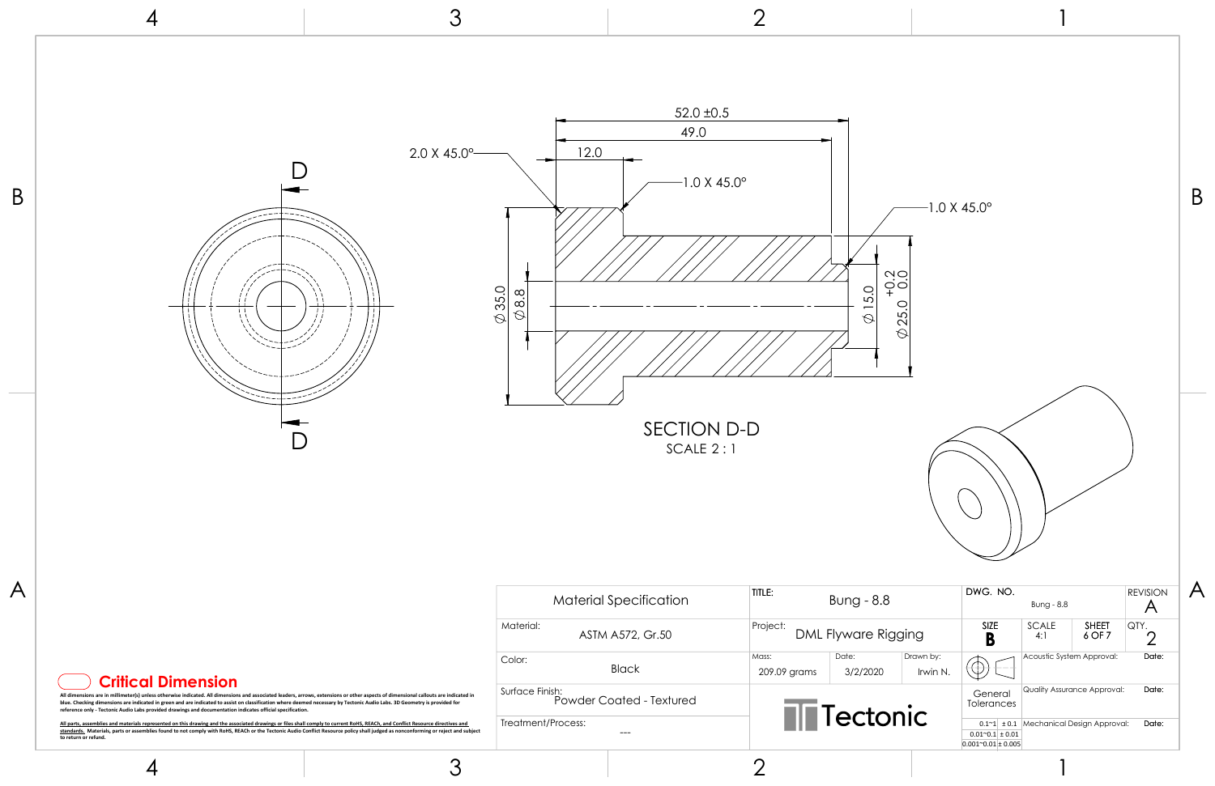SECTION D-D
SCALE 2 : 1

52.0 ±0.5

49.0

12.0

2.0 X 45.0°

1.0 X 45.0°

1.0 X 45.0°

⌀35.0

⌀8.8

⌀15.0

⌀25.0 +0.2 / 0.0

D

D

| Material Specification | | TITLE: Bung - 8.8 | | | DWG. NO. Bung - 8.8 | | | REVISION A |
|---|---|---|---|---|---|---|---|---|
| Material: | ASTM A572, Gr.50 | Project: DML Flyware Rigging | | | SIZE B | SCALE 4:1 | SHEET 6 OF 7 | QTY. 2 |
| Color: | Black | Mass: 209.09 grams | Date: 3/2/2020 | Drawn by: Irwin N. | | Acoustic System Approval: | | Date: |
| Surface Finish: | Powder Coated - Textured | Tectonic | | | General Tolerances | Quality Assurance Approval: | | Date: |
| Treatment/Process: | --- | | | | 0.1~1 ± 0.1; 0.01~0.1 ± 0.01; 0.001~0.01 ± 0.005 | Mechanical Design Approval: | | Date: |

**Critical Dimension**

All dimensions are in millimeter(s) unless otherwise indicated. All dimensions and associated leaders, arrows, extensions or other aspects of dimensional callouts are indicated in blue. Checking dimensions are indicated in green and are indicated to assist on classification where deemed necessary by Tectonic Audio Labs. 3D Geometry is provided for reference only - Tectonic Audio Labs provided drawings and documentation indicates official specification.

All parts, assemblies and materials represented on this drawing and the associated drawings or files shall comply to current RoHS, REACh, and Conflict Resource directives and standards. Materials, parts or assemblies found to not comply with RoHS, REACh or the Tectonic Audio Conflict Resource policy shall judged as nonconforming or reject and subject to return or refund.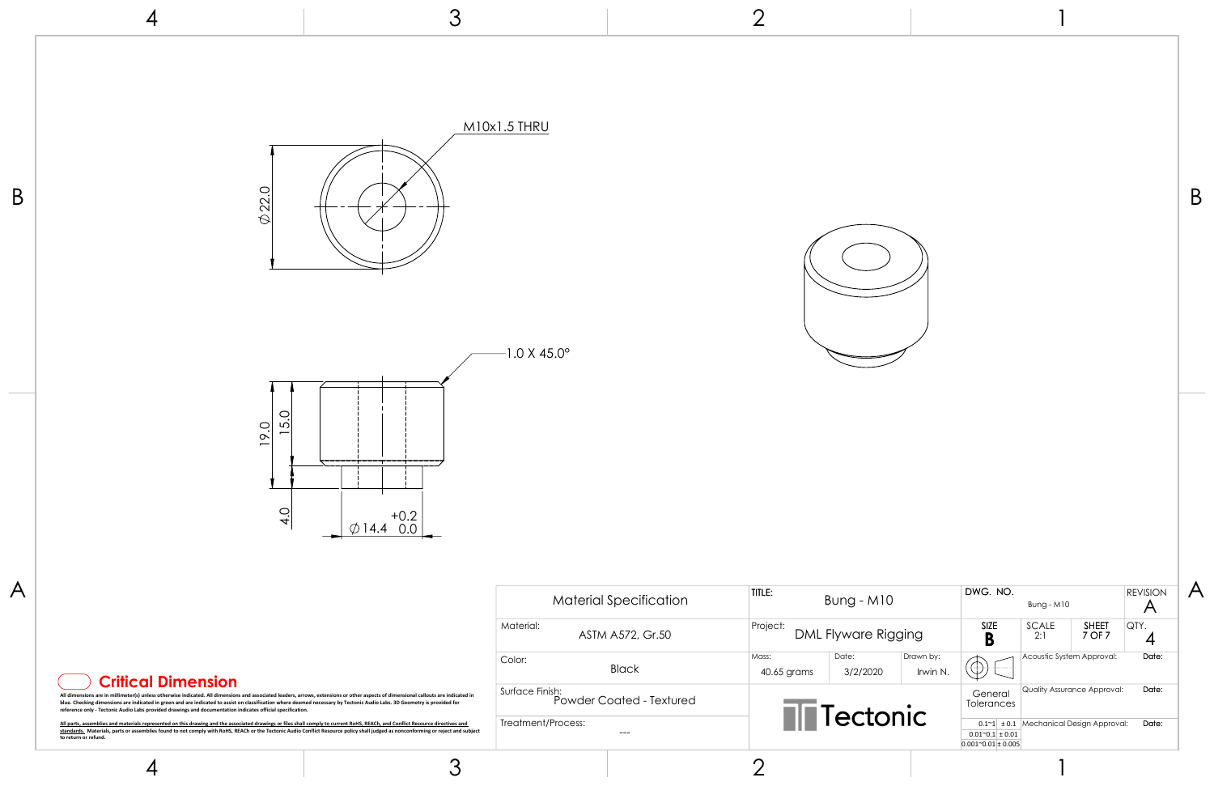M10x1.5 THRU

$\phi$22.0

1.0 X 45.0°

19.0

15.0

4.0

$\phi$14.4 +0.2 / 0.0

Critical Dimension

All dimensions are in millimeter(s) unless otherwise indicated. All dimensions and associated leaders, arrows, extensions or other aspects of dimensional callouts are indicated in blue. Checking dimensions are indicated in green and are indicated to assist on classification where deemed necessary by Tectonic Audio Labs. 3D Geometry is provided for reference only - Tectonic Audio Labs provided drawings and documentation indicates official specification.

All parts, assemblies and materials represented on this drawing and the associated drawings or files shall comply to current RoHS, REACh, and Conflict Resource directives and standards. Materials, parts or assemblies found to not comply with RoHS, REACh or the Tectonic Audio Conflict Resource policy shall judged as nonconforming or reject and subject to return or refund.

| | |
|---|---|
| Material Specification | |
| Material: | ASTM A572, Gr.50 |
| Color: | Black |
| Surface Finish: | Powder Coated - Textured |
| Treatment/Process: | --- |

| | |
|---|---|
| TITLE: | Bung - M10 |
| Project: | DML Flyware Rigging |
| Mass: | 40.65 grams |
| Date: | 3/2/2020 |
| Drawn by: | Irwin N. |

Tectonic

| | |
|---|---|
| DWG. NO. | Bung - M10 |
| REVISION | A |
| SIZE | B |
| SCALE | 2:1 |
| SHEET | 7 OF 7 |
| QTY. | 4 |

| General Tolerances | |
|---|---|
| 0.1~1 | ± 0.1 |
| 0.01~0.1 | ± 0.01 |
| 0.001~0.01 | ± 0.005 |

| | |
|---|---|
| Acoustic System Approval: | Date: |
| Quality Assurance Approval: | Date: |
| Mechanical Design Approval: | Date: |